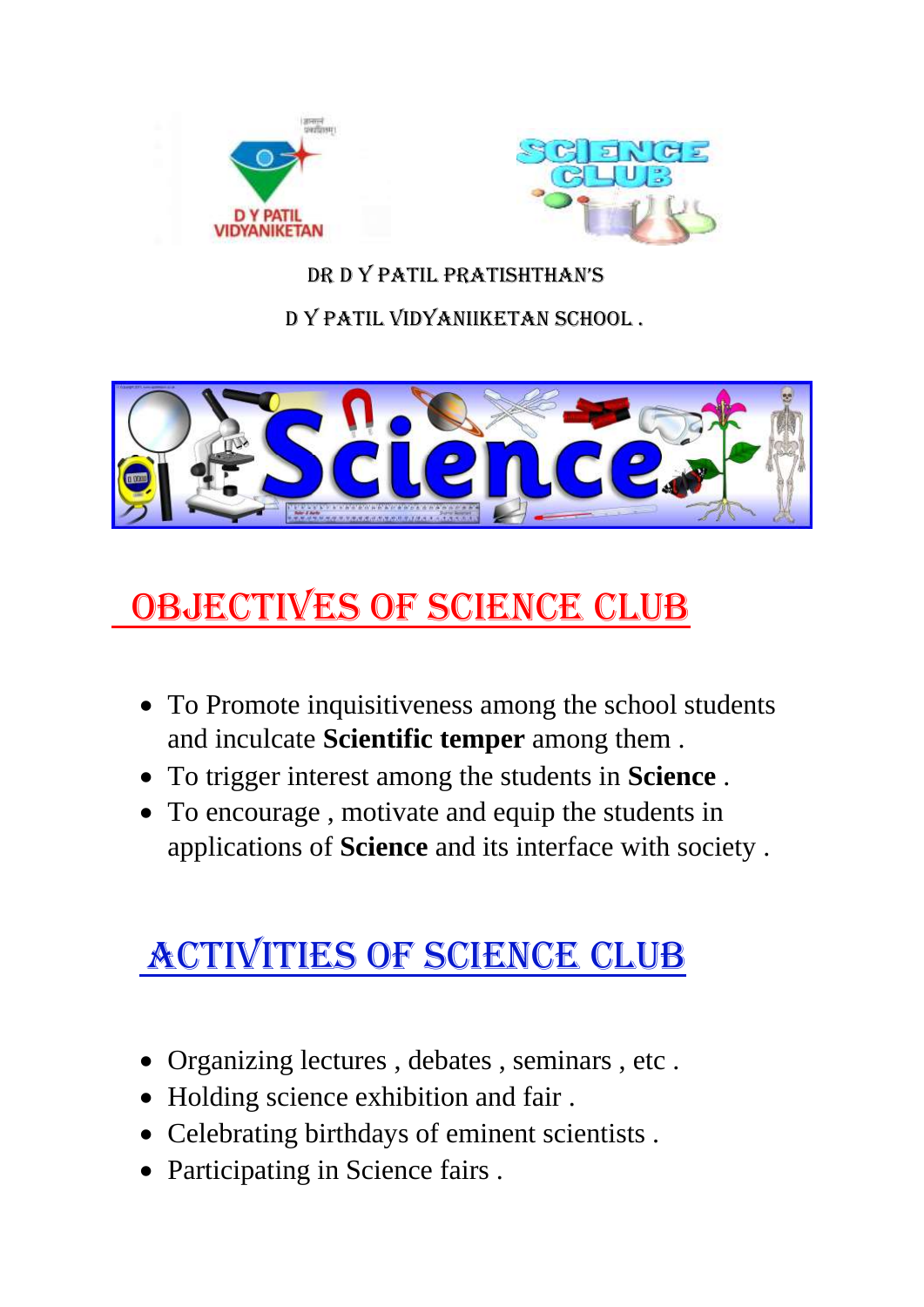DR D Y PATIL PRATISHTHAN'S

D Y PATIL VIDYANIIKETAN SCHOOL .

## OBJECTIVES OF SCIENCE CLUB

- To Promote inquisitiveness among the school students and inculcate **Scientific temper** among them .
- To trigger interest among the students in **Science** .
- To encourage , motivate and equip the students in applications of **Science** and its interface with society .

## ACTIVITIES OF SCIENCE CLUB

- Organizing lectures , debates , seminars , etc .
- Holding science exhibition and fair .
- Celebrating birthdays of eminent scientists .
- Participating in Science fairs .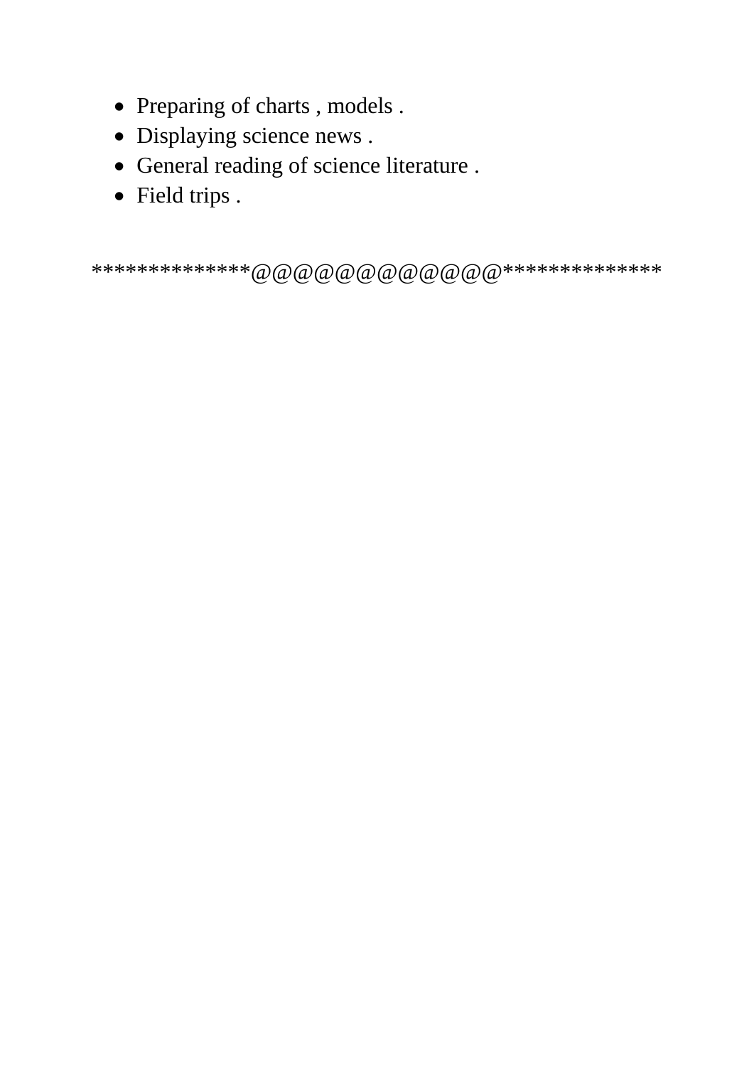- Preparing of charts , models .
- Displaying science news .
- General reading of science literature .
- Field trips .

**************@@@@@@@@@@@@**************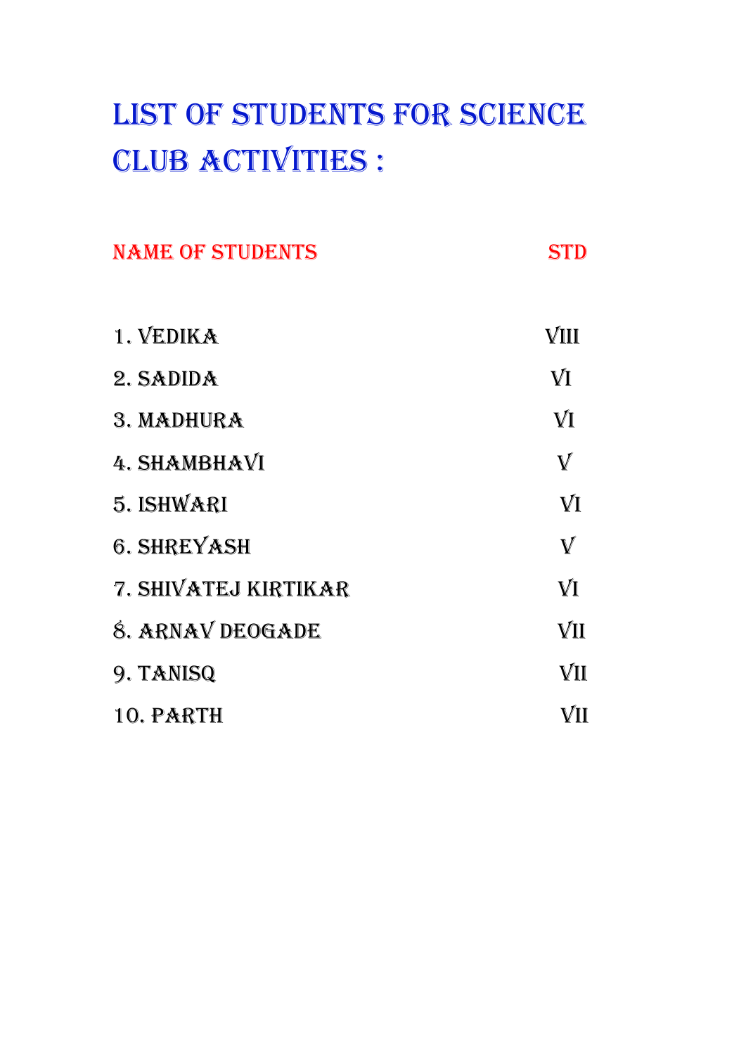# LIST OF STUDENTS FOR SCIENCE CLUB ACTIVITIES :

| NAME OF STUDENTS | STD |
|---|---|
| 1. VEDIKA | VIII |
| 2. SADIDA | VI |
| 3. MADHURA | VI |
| 4. SHAMBHAVI | V |
| 5. ISHWARI | VI |
| 6. SHREYASH | V |
| 7. SHIVATEJ KIRTIKAR | VI |
| 8. ARNAV DEOGADE | VII |
| 9. TANISQ | VII |
| 10. PARTH | VII |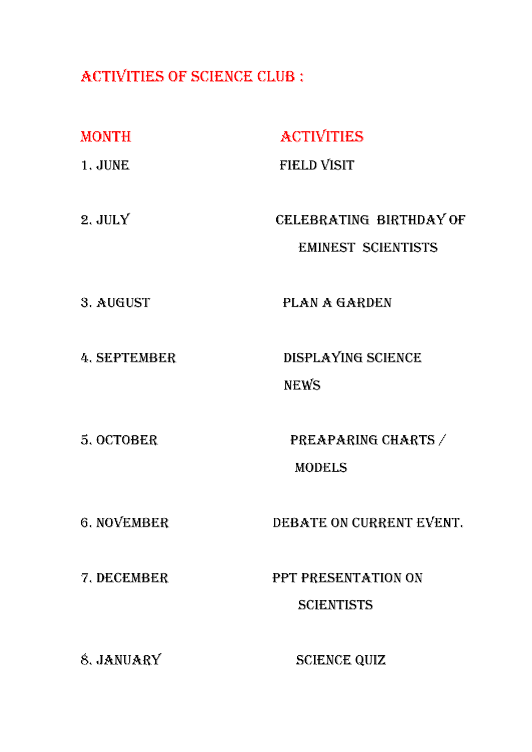# ACTIVITIES OF SCIENCE CLUB :

| MONTH | ACTIVITIES |
|---|---|
| 1. JUNE | FIELD VISIT |
| 2. JULY | CELEBRATING BIRTHDAY OF EMINEST SCIENTISTS |
| 3. AUGUST | PLAN A GARDEN |
| 4. SEPTEMBER | DISPLAYING SCIENCE NEWS |
| 5. OCTOBER | PREAPARING CHARTS / MODELS |
| 6. NOVEMBER | DEBATE ON CURRENT EVENT. |
| 7. DECEMBER | PPT PRESENTATION ON SCIENTISTS |
| 8. JANUARY | SCIENCE QUIZ |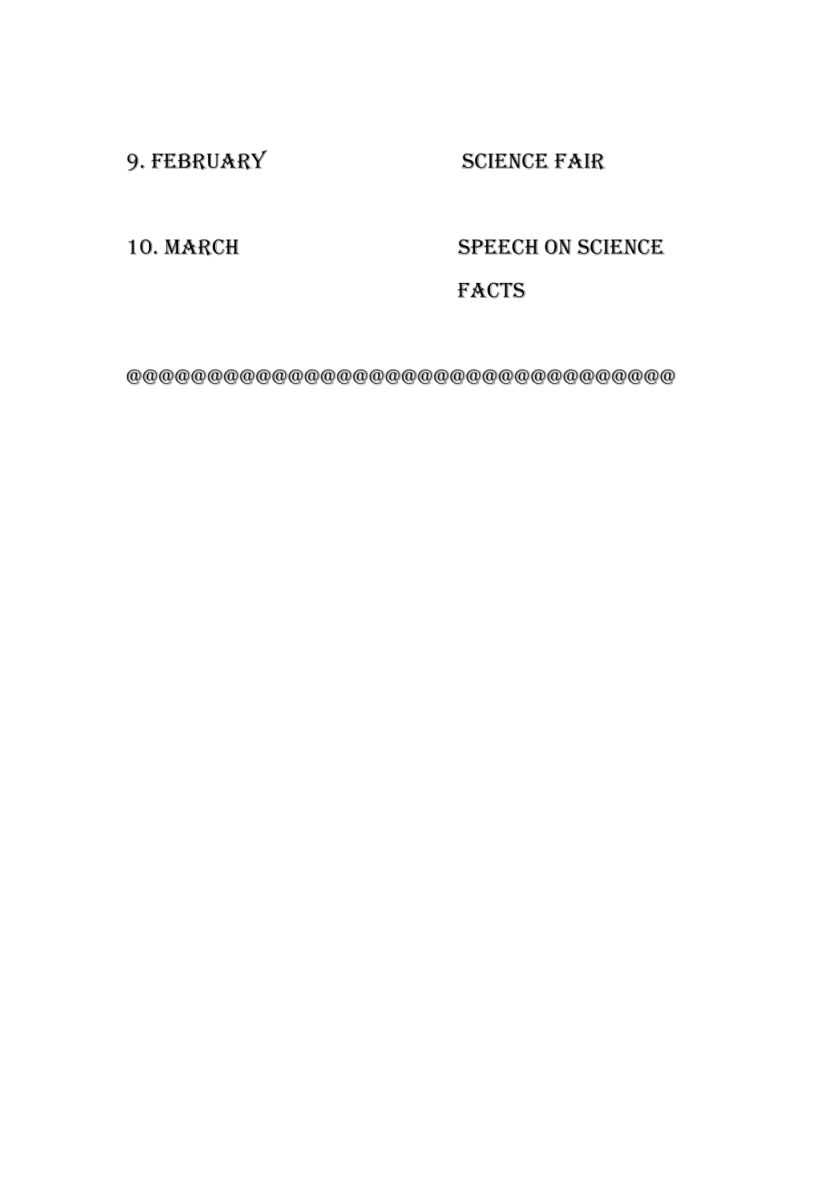| | |
|---|---|
| 9. FEBRUARY | SCIENCE FAIR |
| 10. MARCH | SPEECH ON SCIENCE FACTS |

@@@@@@@@@@@@@@@@@@@@@@@@@@@@@@@@@@@